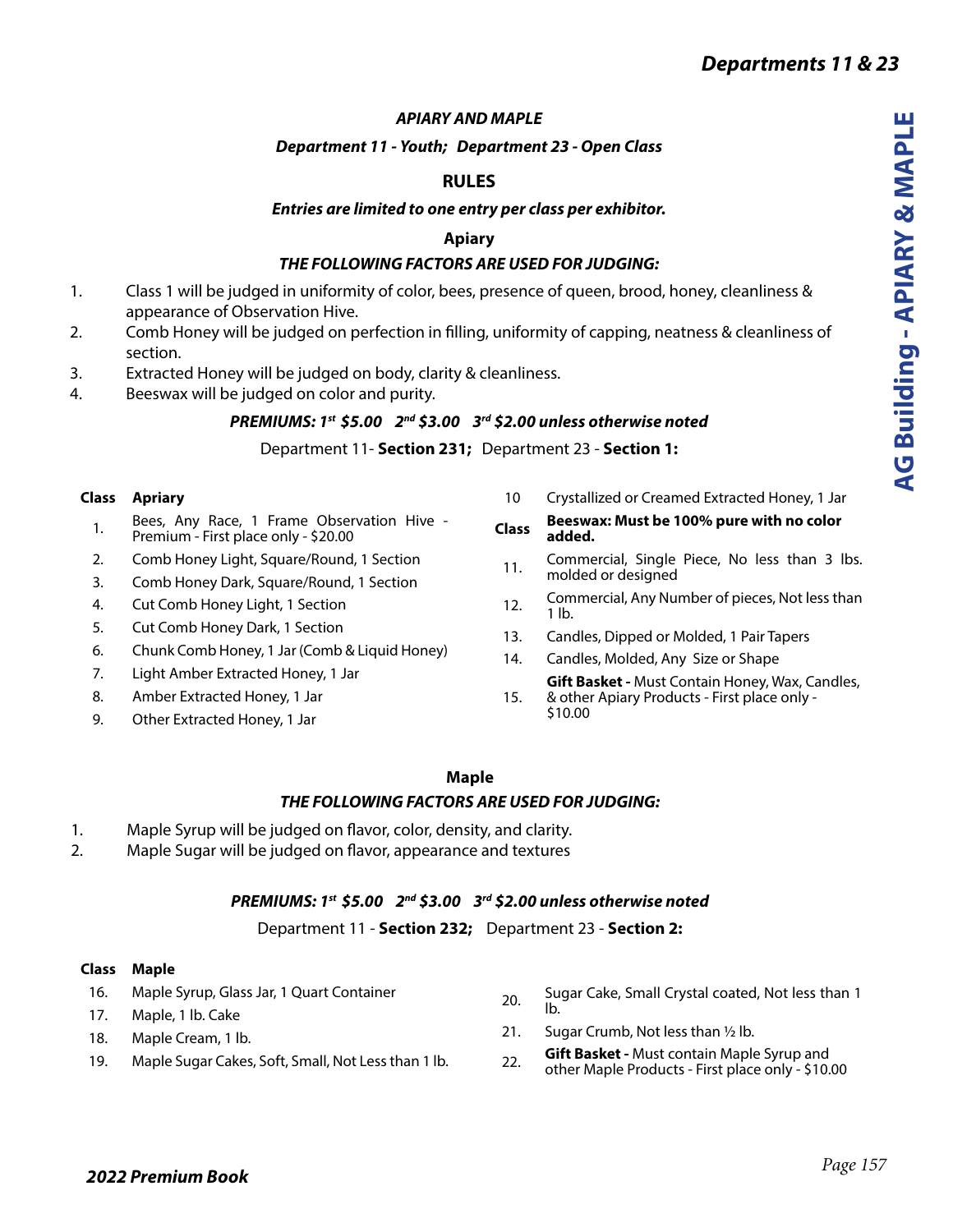## APIARY AND MAPLE

***Department 11 - Youth; Department 23 - Open Class***

### RULES

***Entries are limited to one entry per class per exhibitor.***

### Apiary

***THE FOLLOWING FACTORS ARE USED FOR JUDGING:***

1. Class 1 will be judged in uniformity of color, bees, presence of queen, brood, honey, cleanliness & appearance of Observation Hive.
2. Comb Honey will be judged on perfection in filling, uniformity of capping, neatness & cleanliness of section.
3. Extracted Honey will be judged on body, clarity & cleanliness.
4. Beeswax will be judged on color and purity.

***PREMIUMS: 1st $5.00 2nd $3.00 3rd $2.00 unless otherwise noted***

Department 11- **Section 231;** Department 23 - **Section 1:**

| Class | Apiary |
|---|---|
| 1. | Bees, Any Race, 1 Frame Observation Hive - Premium - First place only - $20.00 |
| 2. | Comb Honey Light, Square/Round, 1 Section |
| 3. | Comb Honey Dark, Square/Round, 1 Section |
| 4. | Cut Comb Honey Light, 1 Section |
| 5. | Cut Comb Honey Dark, 1 Section |
| 6. | Chunk Comb Honey, 1 Jar (Comb & Liquid Honey) |
| 7. | Light Amber Extracted Honey, 1 Jar |
| 8. | Amber Extracted Honey, 1 Jar |
| 9. | Other Extracted Honey, 1 Jar |
| 10 | Crystallized or Creamed Extracted Honey, 1 Jar |

| Class | Beeswax: Must be 100% pure with no color added. |
|---|---|
| 11. | Commercial, Single Piece, No less than 3 lbs. molded or designed |
| 12. | Commercial, Any Number of pieces, Not less than 1 lb. |
| 13. | Candles, Dipped or Molded, 1 Pair Tapers |
| 14. | Candles, Molded, Any Size or Shape |
| 15. | **Gift Basket -** Must Contain Honey, Wax, Candles, & other Apiary Products - First place only - $10.00 |

### Maple

***THE FOLLOWING FACTORS ARE USED FOR JUDGING:***

1. Maple Syrup will be judged on flavor, color, density, and clarity.
2. Maple Sugar will be judged on flavor, appearance and textures

***PREMIUMS: 1st $5.00 2nd $3.00 3rd $2.00 unless otherwise noted***

Department 11 - **Section 232;** Department 23 - **Section 2:**

| Class | Maple |
|---|---|
| 16. | Maple Syrup, Glass Jar, 1 Quart Container |
| 17. | Maple, 1 lb. Cake |
| 18. | Maple Cream, 1 lb. |
| 19. | Maple Sugar Cakes, Soft, Small, Not Less than 1 lb. |
| 20. | Sugar Cake, Small Crystal coated, Not less than 1 lb. |
| 21. | Sugar Crumb, Not less than ½ lb. |
| 22. | **Gift Basket -** Must contain Maple Syrup and other Maple Products - First place only - $10.00 |